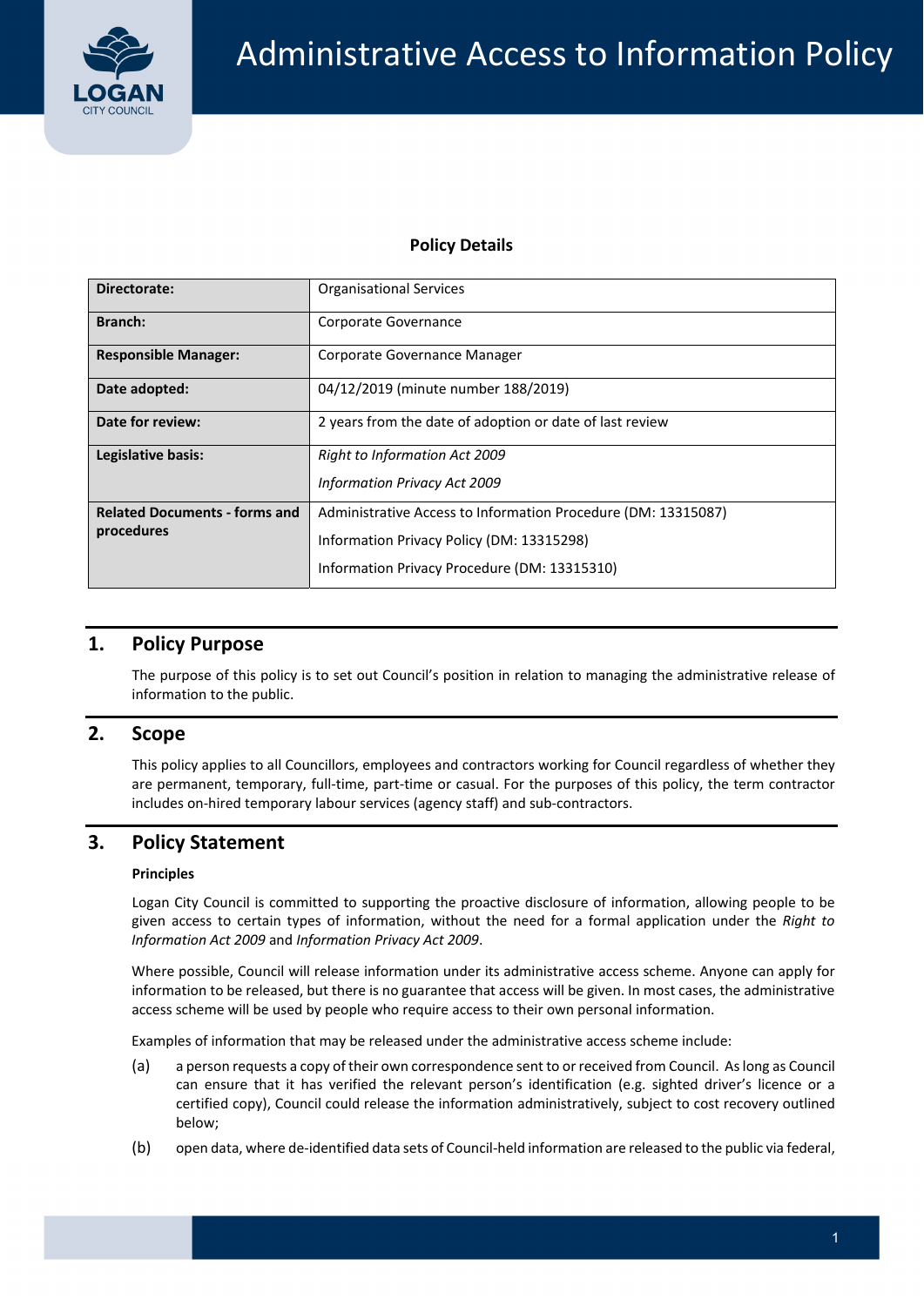# Administrative Access to Information Policy

**Policy Details**

| | |
|---|---|
| **Directorate:** | Organisational Services |
| **Branch:** | Corporate Governance |
| **Responsible Manager:** | Corporate Governance Manager |
| **Date adopted:** | 04/12/2019 (minute number 188/2019) |
| **Date for review:** | 2 years from the date of adoption or date of last review |
| **Legislative basis:** | *Right to Information Act 2009*<br>*Information Privacy Act 2009* |
| **Related Documents - forms and procedures** | Administrative Access to Information Procedure (DM: 13315087)<br>Information Privacy Policy (DM: 13315298)<br>Information Privacy Procedure (DM: 13315310) |

## 1. Policy Purpose

The purpose of this policy is to set out Council's position in relation to managing the administrative release of information to the public.

## 2. Scope

This policy applies to all Councillors, employees and contractors working for Council regardless of whether they are permanent, temporary, full-time, part-time or casual. For the purposes of this policy, the term contractor includes on-hired temporary labour services (agency staff) and sub-contractors.

## 3. Policy Statement

**Principles**

Logan City Council is committed to supporting the proactive disclosure of information, allowing people to be given access to certain types of information, without the need for a formal application under the *Right to Information Act 2009* and *Information Privacy Act 2009*.

Where possible, Council will release information under its administrative access scheme. Anyone can apply for information to be released, but there is no guarantee that access will be given. In most cases, the administrative access scheme will be used by people who require access to their own personal information.

Examples of information that may be released under the administrative access scheme include:

(a) a person requests a copy of their own correspondence sent to or received from Council. As long as Council can ensure that it has verified the relevant person's identification (e.g. sighted driver's licence or a certified copy), Council could release the information administratively, subject to cost recovery outlined below;

(b) open data, where de-identified data sets of Council-held information are released to the public via federal,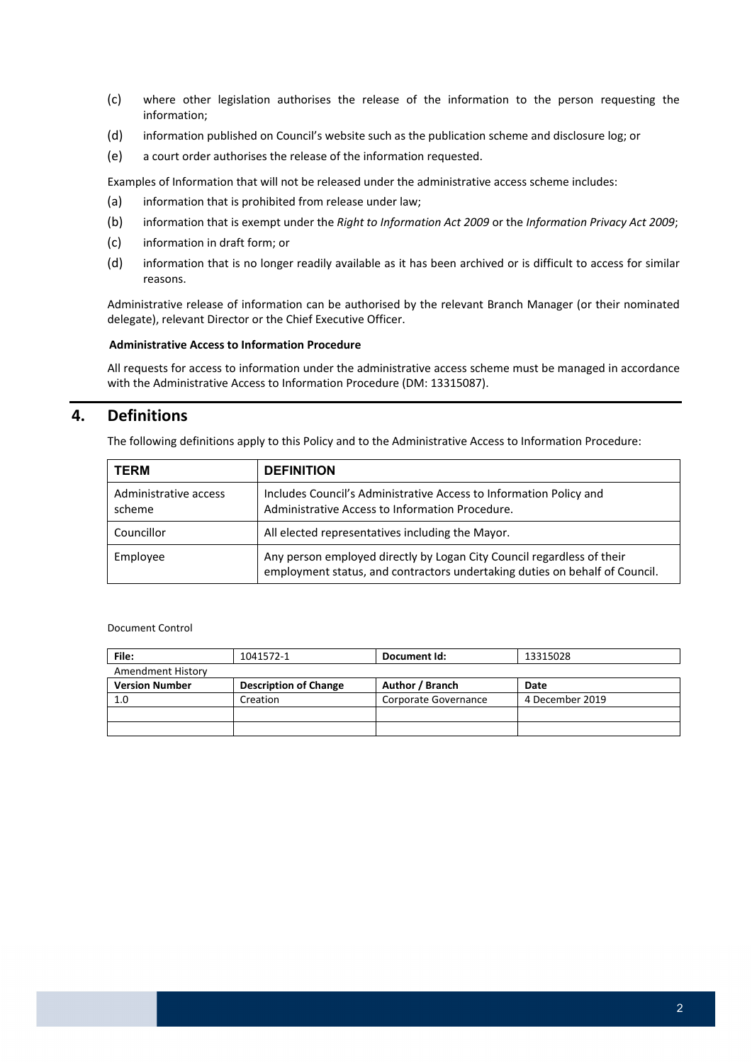(c) where other legislation authorises the release of the information to the person requesting the information;

(d) information published on Council's website such as the publication scheme and disclosure log; or

(e) a court order authorises the release of the information requested.

Examples of Information that will not be released under the administrative access scheme includes:

(a) information that is prohibited from release under law;

(b) information that is exempt under the *Right to Information Act 2009* or the *Information Privacy Act 2009*;

(c) information in draft form; or

(d) information that is no longer readily available as it has been archived or is difficult to access for similar reasons.

Administrative release of information can be authorised by the relevant Branch Manager (or their nominated delegate), relevant Director or the Chief Executive Officer.

**Administrative Access to Information Procedure**

All requests for access to information under the administrative access scheme must be managed in accordance with the Administrative Access to Information Procedure (DM: 13315087).

## 4. Definitions

The following definitions apply to this Policy and to the Administrative Access to Information Procedure:

| TERM | DEFINITION |
|---|---|
| Administrative access scheme | Includes Council's Administrative Access to Information Policy and Administrative Access to Information Procedure. |
| Councillor | All elected representatives including the Mayor. |
| Employee | Any person employed directly by Logan City Council regardless of their employment status, and contractors undertaking duties on behalf of Council. |

Document Control

| File: | 1041572-1 | Document Id: | 13315028 |
|---|---|---|---|
| Amendment History | | | |
| **Version Number** | **Description of Change** | **Author / Branch** | **Date** |
| 1.0 | Creation | Corporate Governance | 4 December 2019 |
| | | | |
| | | | |